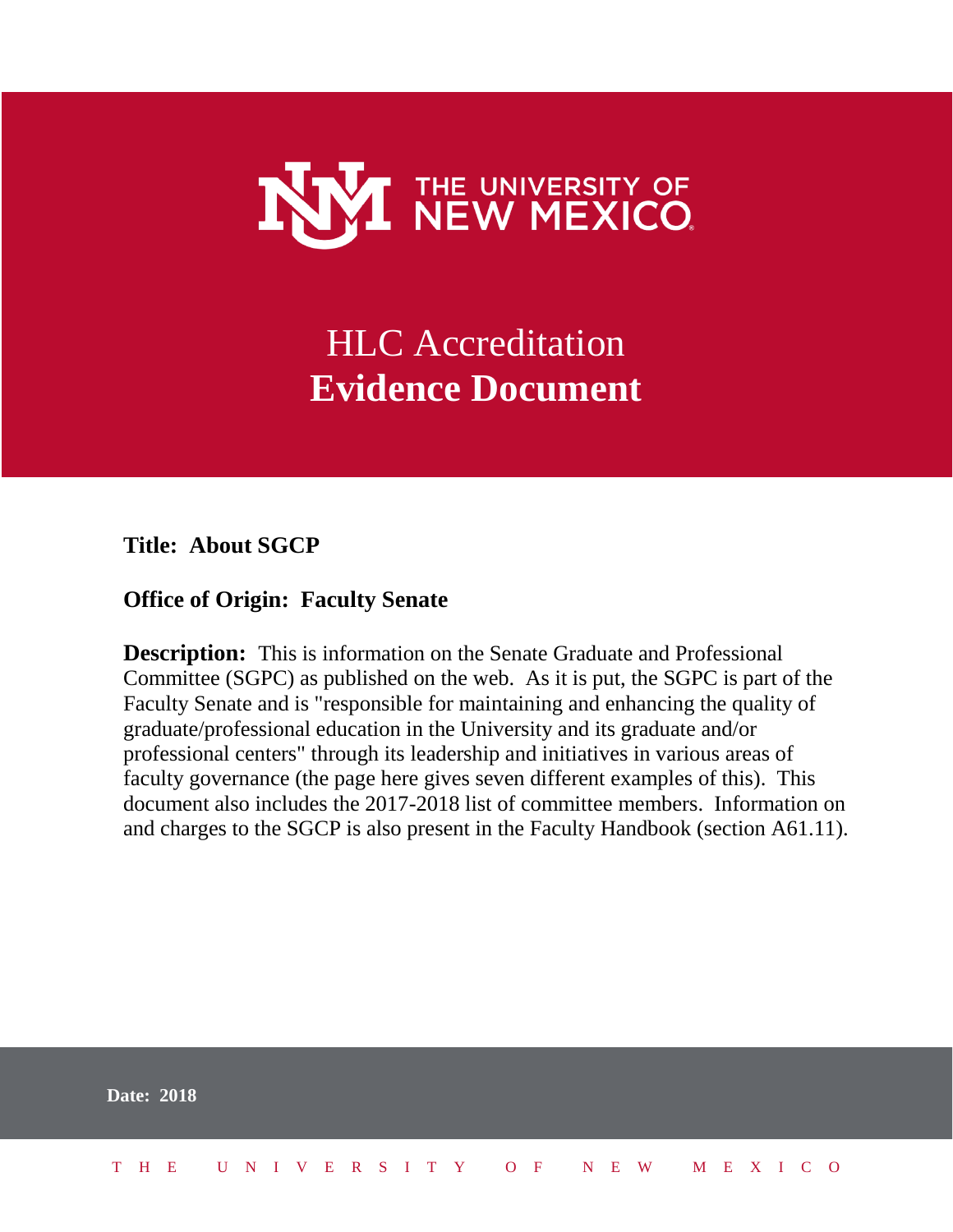THE UNIVERSITY OF NEW MEXICO

# HLC Accreditation
# **Evidence Document**

**Title: About SGCP**

**Office of Origin: Faculty Senate**

**Description:** This is information on the Senate Graduate and Professional Committee (SGPC) as published on the web. As it is put, the SGPC is part of the Faculty Senate and is "responsible for maintaining and enhancing the quality of graduate/professional education in the University and its graduate and/or professional centers" through its leadership and initiatives in various areas of faculty governance (the page here gives seven different examples of this). This document also includes the 2017-2018 list of committee members. Information on and charges to the SGCP is also present in the Faculty Handbook (section A61.11).

**Date: 2018**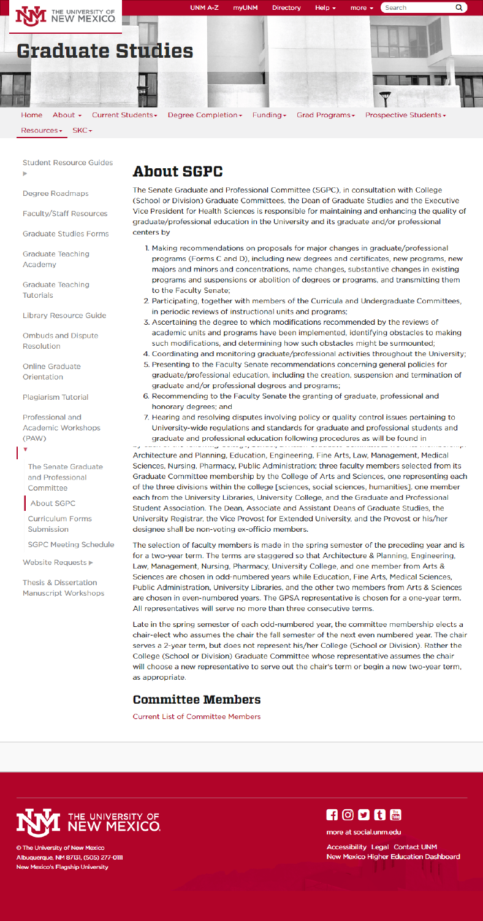# Graduate Studies

## About SGPC

The Senate Graduate and Professional Committee (SGPC), in consultation with College (School or Division) Graduate Committees, the Dean of Graduate Studies and the Executive Vice President for Health Sciences is responsible for maintaining and enhancing the quality of graduate/professional education in the University and its graduate and/or professional centers by

1. Making recommendations on proposals for major changes in graduate/professional programs (Forms C and D), including new degrees and certificates, new programs, new majors and minors and concentrations, name changes, substantive changes in existing programs and suspensions or abolition of degrees or programs, and transmitting them to the Faculty Senate;
2. Participating, together with members of the Curricula and Undergraduate Committees, in periodic reviews of instructional units and programs;
3. Ascertaining the degree to which modifications recommended by the reviews of academic units and programs have been implemented, identifying obstacles to making such modifications, and determining how such obstacles might be surmounted;
4. Coordinating and monitoring graduate/professional activities throughout the University;
5. Presenting to the Faculty Senate recommendations concerning general policies for graduate/professional education, including the creation, suspension and termination of graduate and/or professional degrees and programs;
6. Recommending to the Faculty Senate the granting of graduate, professional and honorary degrees; and
7. Hearing and resolving disputes involving policy or quality control issues pertaining to University-wide regulations and standards for graduate and professional students and graduate and professional education following procedures as will be found in

Architecture and Planning, Education, Engineering, Fine Arts, Law, Management, Medical Sciences, Nursing, Pharmacy, Public Administration; three faculty members selected from its Graduate Committee membership by the College of Arts and Sciences, one representing each of the three divisions within the college [sciences, social sciences, humanities]. one member each from the University Libraries, University College, and the Graduate and Professional Student Association. The Dean, Associate and Assistant Deans of Graduate Studies, the University Registrar, the Vice Provost for Extended University, and the Provost or his/her designee shall be non-voting ex-officio members.

The selection of faculty members is made in the spring semester of the preceding year and is for a two-year term. The terms are staggered so that Architecture & Planning, Engineering, Law, Management, Nursing, Pharmacy, University College, and one member from Arts & Sciences are chosen in odd-numbered years while Education, Fine Arts, Medical Sciences, Public Administration, University Libraries, and the other two members from Arts & Sciences are chosen in even-numbered years. The GPSA representative is chosen for a one-year term. All representatives will serve no more than three consecutive terms.

Late in the spring semester of each odd-numbered year, the committee membership elects a chair-elect who assumes the chair the fall semester of the next even numbered year. The chair serves a 2-year term, but does not represent his/her College (School or Division). Rather the College (School or Division) Graduate Committee whose representative assumes the chair will choose a new representative to serve out the chair's term or begin a new two-year term, as appropriate.

## Committee Members

Current List of Committee Members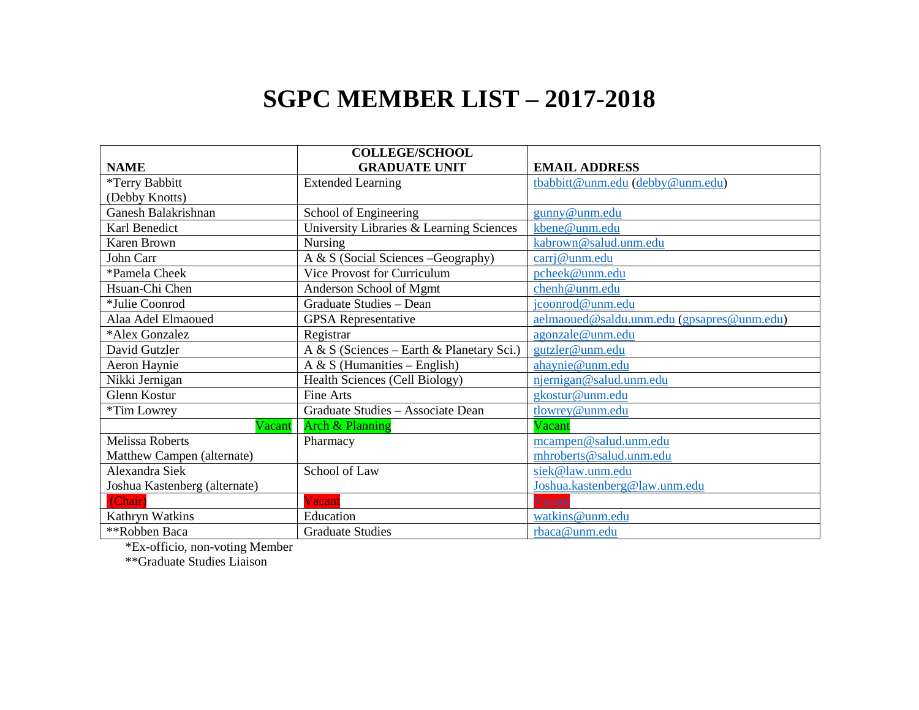# SGPC MEMBER LIST – 2017-2018

| NAME | COLLEGE/SCHOOL GRADUATE UNIT | EMAIL ADDRESS |
|---|---|---|
| *Terry Babbitt (Debby Knotts) | Extended Learning | tbabbitt@unm.edu (debby@unm.edu) |
| Ganesh Balakrishnan | School of Engineering | gunny@unm.edu |
| Karl Benedict | University Libraries & Learning Sciences | kbene@unm.edu |
| Karen Brown | Nursing | kabrown@salud.unm.edu |
| John Carr | A & S (Social Sciences –Geography) | carrj@unm.edu |
| *Pamela Cheek | Vice Provost for Curriculum | pcheek@unm.edu |
| Hsuan-Chi Chen | Anderson School of Mgmt | chenh@unm.edu |
| *Julie Coonrod | Graduate Studies – Dean | jcoonrod@unm.edu |
| Alaa Adel Elmaoued | GPSA Representative | aelmaoued@saldu.unm.edu (gpsapres@unm.edu) |
| *Alex Gonzalez | Registrar | agonzale@unm.edu |
| David Gutzler | A & S (Sciences – Earth & Planetary Sci.) | gutzler@unm.edu |
| Aeron Haynie | A & S (Humanities – English) | ahaynie@unm.edu |
| Nikki Jernigan | Health Sciences (Cell Biology) | njernigan@salud.unm.edu |
| Glenn Kostur | Fine Arts | gkostur@unm.edu |
| *Tim Lowrey | Graduate Studies – Associate Dean | tlowrey@unm.edu |
| Vacant | Arch & Planning | Vacant |
| Melissa Roberts<br>Matthew Campen (alternate) | Pharmacy | mcampen@salud.unm.edu<br>mhroberts@salud.unm.edu |
| Alexandra Siek<br>Joshua Kastenberg (alternate) | School of Law | siek@law.unm.edu<br>Joshua.kastenberg@law.unm.edu |
| (Chair) | Vacant | Vacant |
| Kathryn Watkins | Education | watkins@unm.edu |
| **Robben Baca | Graduate Studies | rbaca@unm.edu |

*Ex-officio, non-voting Member

**Graduate Studies Liaison